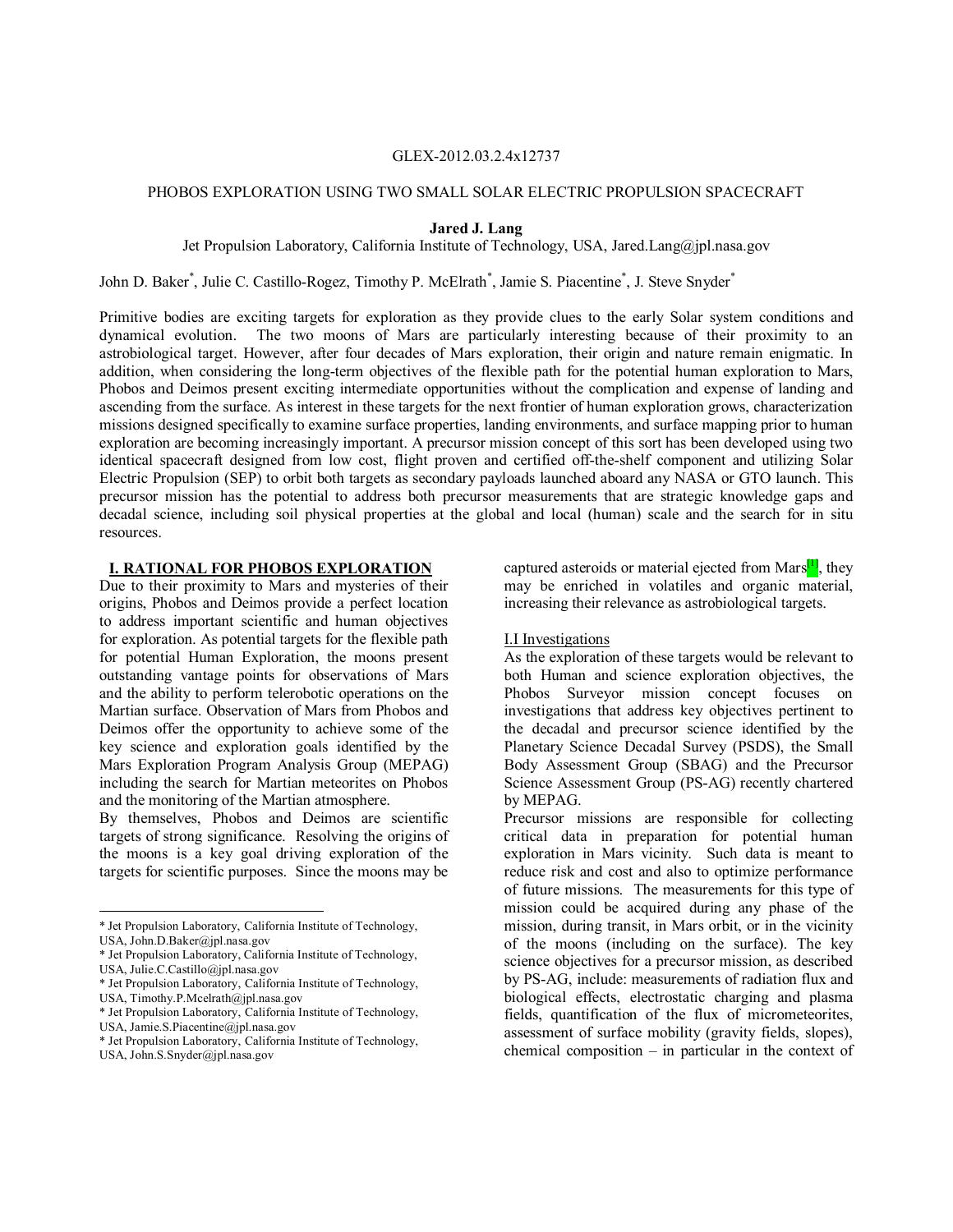GLEX-2012.03.2.4x12737

# PHOBOS EXPLORATION USING TWO SMALL SOLAR ELECTRIC PROPULSION SPACECRAFT

**Jared J. Lang**

Jet Propulsion Laboratory, California Institute of Technology, USA, Jared.Lang@jpl.nasa.gov

John D. Baker*, Julie C. Castillo-Rogez, Timothy P. McElrath*, Jamie S. Piacentine*, J. Steve Snyder*

Primitive bodies are exciting targets for exploration as they provide clues to the early Solar system conditions and dynamical evolution. The two moons of Mars are particularly interesting because of their proximity to an astrobiological target. However, after four decades of Mars exploration, their origin and nature remain enigmatic. In addition, when considering the long-term objectives of the flexible path for the potential human exploration to Mars, Phobos and Deimos present exciting intermediate opportunities without the complication and expense of landing and ascending from the surface. As interest in these targets for the next frontier of human exploration grows, characterization missions designed specifically to examine surface properties, landing environments, and surface mapping prior to human exploration are becoming increasingly important. A precursor mission concept of this sort has been developed using two identical spacecraft designed from low cost, flight proven and certified off-the-shelf component and utilizing Solar Electric Propulsion (SEP) to orbit both targets as secondary payloads launched aboard any NASA or GTO launch. This precursor mission has the potential to address both precursor measurements that are strategic knowledge gaps and decadal science, including soil physical properties at the global and local (human) scale and the search for in situ resources.

## I. RATIONAL FOR PHOBOS EXPLORATION

Due to their proximity to Mars and mysteries of their origins, Phobos and Deimos provide a perfect location to address important scientific and human objectives for exploration. As potential targets for the flexible path for potential Human Exploration, the moons present outstanding vantage points for observations of Mars and the ability to perform telerobotic operations on the Martian surface. Observation of Mars from Phobos and Deimos offer the opportunity to achieve some of the key science and exploration goals identified by the Mars Exploration Program Analysis Group (MEPAG) including the search for Martian meteorites on Phobos and the monitoring of the Martian atmosphere.

By themselves, Phobos and Deimos are scientific targets of strong significance. Resolving the origins of the moons is a key goal driving exploration of the targets for scientific purposes. Since the moons may be captured asteroids or material ejected from Mars[1], they may be enriched in volatiles and organic material, increasing their relevance as astrobiological targets.

### I.I Investigations

As the exploration of these targets would be relevant to both Human and science exploration objectives, the Phobos Surveyor mission concept focuses on investigations that address key objectives pertinent to the decadal and precursor science identified by the Planetary Science Decadal Survey (PSDS), the Small Body Assessment Group (SBAG) and the Precursor Science Assessment Group (PS-AG) recently chartered by MEPAG.

Precursor missions are responsible for collecting critical data in preparation for potential human exploration in Mars vicinity. Such data is meant to reduce risk and cost and also to optimize performance of future missions. The measurements for this type of mission could be acquired during any phase of the mission, during transit, in Mars orbit, or in the vicinity of the moons (including on the surface). The key science objectives for a precursor mission, as described by PS-AG, include: measurements of radiation flux and biological effects, electrostatic charging and plasma fields, quantification of the flux of micrometeorites, assessment of surface mobility (gravity fields, slopes), chemical composition – in particular in the context of

---

* Jet Propulsion Laboratory, California Institute of Technology, USA, John.D.Baker@jpl.nasa.gov

* Jet Propulsion Laboratory, California Institute of Technology, USA, Julie.C.Castillo@jpl.nasa.gov

* Jet Propulsion Laboratory, California Institute of Technology, USA, Timothy.P.Mcelrath@jpl.nasa.gov

* Jet Propulsion Laboratory, California Institute of Technology, USA, Jamie.S.Piacentine@jpl.nasa.gov

* Jet Propulsion Laboratory, California Institute of Technology, USA, John.S.Snyder@jpl.nasa.gov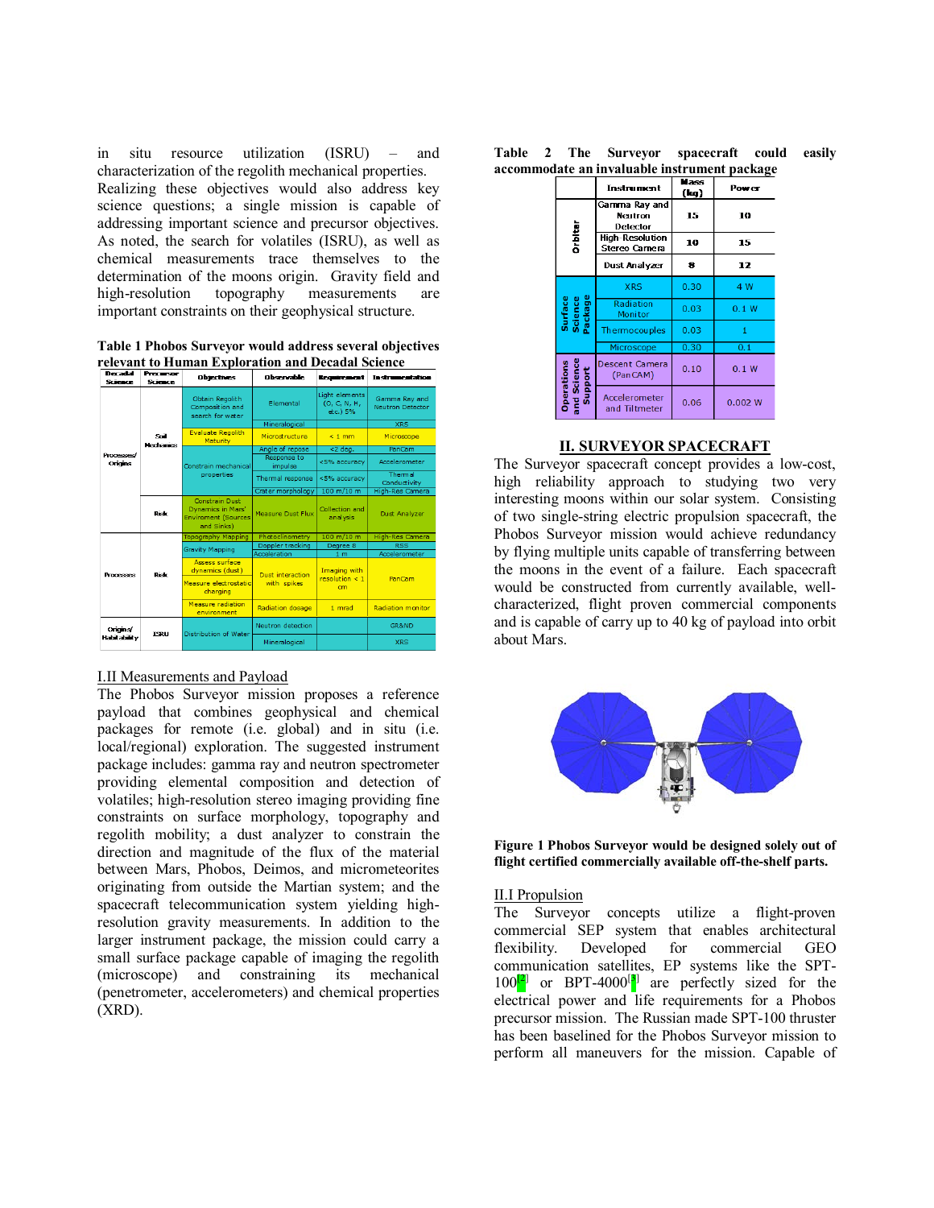in situ resource utilization (ISRU) – and characterization of the regolith mechanical properties. Realizing these objectives would also address key science questions; a single mission is capable of addressing important science and precursor objectives. As noted, the search for volatiles (ISRU), as well as chemical measurements trace themselves to the determination of the moons origin. Gravity field and high-resolution topography measurements are important constraints on their geophysical structure.

**Table 1 Phobos Surveyor would address several objectives relevant to Human Exploration and Decadal Science**

| Decadal Science | Precursor Science | Objectives | Observable | Requirement | Instrumentation |
|---|---|---|---|---|---|
| Processes/ Origins | Soil Mechanics | Obtain Regolith Composition and search for water | Elemental | Light elements (O, C, N, H, etc.) 5% | Gamma Ray and Neutron Detector |
| | | | Mineralogical | | XRS |
| | | Evaluate Regolith Maturity | Microstructure | < 1 mm | Microscope |
| | | Constrain mechanical properties | Angle of repose | <2 deg. | PanCam |
| | | | Response to impulse | <5% accuracy | Accelerometer |
| | | | Thermal response | <5% accuracy | Thermal Conductivity |
| | | | Crater morphology | 100 m/10 m | High-Res Camera |
| | Risk | Constrain Dust Dynamics in Mars' Environment (Sources and Sinks) | Measure Dust Flux | Collection and analysis | Dust Analyzer |
| Processes | Risk | Topography Mapping | Photoclinometry | 100 m/10 m | High-Res Camera |
| | | Gravity Mapping | Doppler tracking | Degree 8 | RSS |
| | | | Acceleration | 1 m | Accelerometer |
| | | Assess surface dynamics (dust) | Dust interaction with spikes | Imaging with resolution < 1 cm | PanCam |
| | | Measure electrostatic charging | | | |
| | | Measure radiation environment | Radiation dosage | 1 mrad | Radiation monitor |
| Origins/ Habitability | ISRU | Distribution of Water | Neutron detection | | GR&ND |
| | | | Mineralogical | | XRS |

## I.II Measurements and Payload

The Phobos Surveyor mission proposes a reference payload that combines geophysical and chemical packages for remote (i.e. global) and in situ (i.e. local/regional) exploration. The suggested instrument package includes: gamma ray and neutron spectrometer providing elemental composition and detection of volatiles; high-resolution stereo imaging providing fine constraints on surface morphology, topography and regolith mobility; a dust analyzer to constrain the direction and magnitude of the flux of the material between Mars, Phobos, Deimos, and micrometeorites originating from outside the Martian system; and the spacecraft telecommunication system yielding high-resolution gravity measurements. In addition to the larger instrument package, the mission could carry a small surface package capable of imaging the regolith (microscope) and constraining its mechanical (penetrometer, accelerometers) and chemical properties (XRD).

**Table 2 The Surveyor spacecraft could easily accommodate an invaluable instrument package**

| | Instrument | Mass (kg) | Power |
|---|---|---|---|
| Orbiter | Gamma Ray and Neutron Detector | 15 | 10 |
| | High Resolution Stereo Camera | 10 | 15 |
| | Dust Analyzer | 8 | 12 |
| Surface Science Package | XRS | 0.30 | 4 W |
| | Radiation Monitor | 0.03 | 0.1 W |
| | Thermocouples | 0.03 | 1 |
| | Microscope | 0.30 | 0.1 |
| Operations and Science Support | Descent Camera (PanCAM) | 0.10 | 0.1 W |
| | Accelerometer and Tiltmeter | 0.06 | 0.002 W |

## II. SURVEYOR SPACECRAFT

The Surveyor spacecraft concept provides a low-cost, high reliability approach to studying two very interesting moons within our solar system. Consisting of two single-string electric propulsion spacecraft, the Phobos Surveyor mission would achieve redundancy by flying multiple units capable of transferring between the moons in the event of a failure. Each spacecraft would be constructed from currently available, well-characterized, flight proven commercial components and is capable of carry up to 40 kg of payload into orbit about Mars.

**Figure 1 Phobos Surveyor would be designed solely out of flight certified commercially available off-the-shelf parts.**

## II.I Propulsion

The Surveyor concepts utilize a flight-proven commercial SEP system that enables architectural flexibility. Developed for commercial GEO communication satellites, EP systems like the SPT-100[2] or BPT-4000[3] are perfectly sized for the electrical power and life requirements for a Phobos precursor mission. The Russian made SPT-100 thruster has been baselined for the Phobos Surveyor mission to perform all maneuvers for the mission. Capable of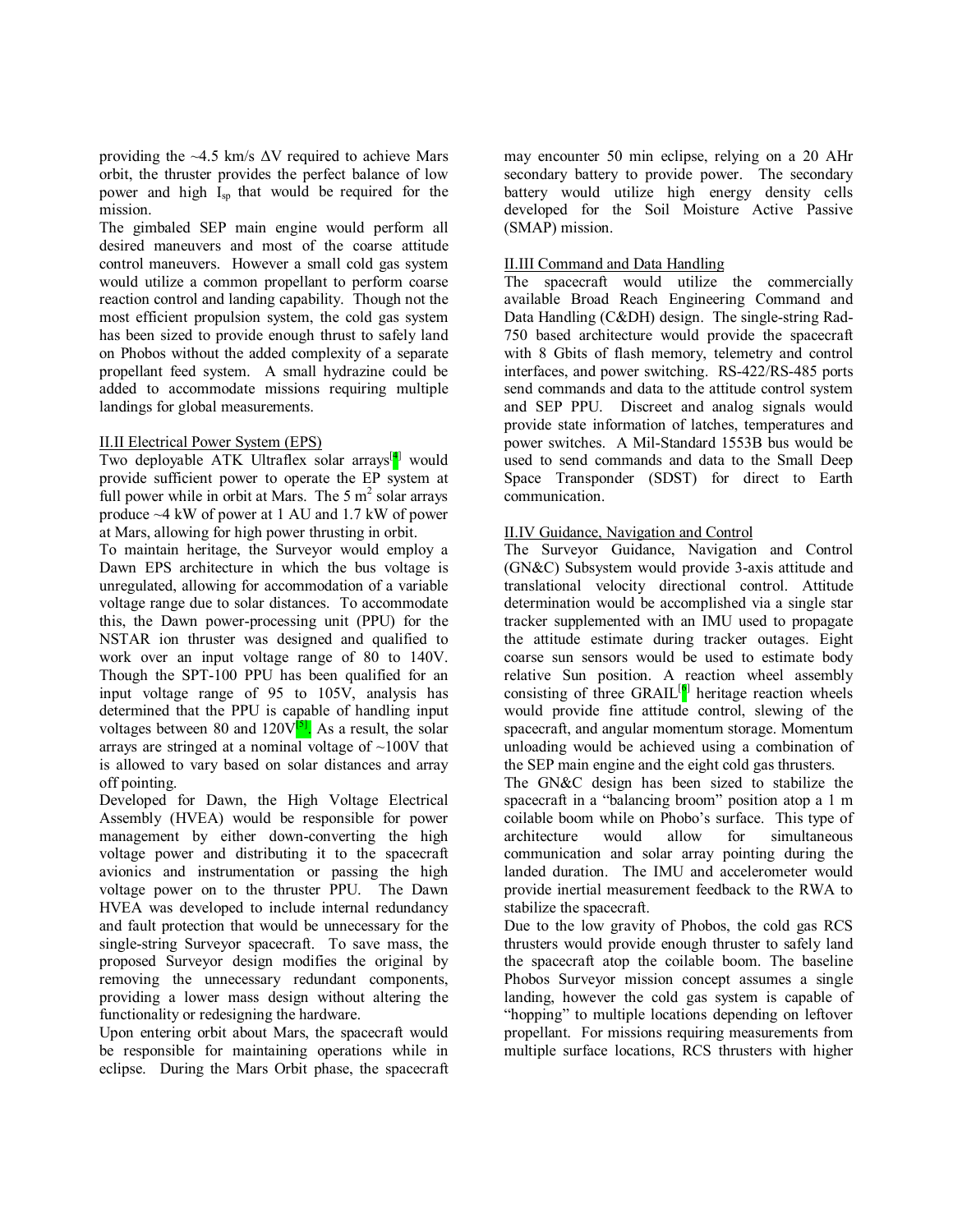providing the ~4.5 km/s $\Delta V$ required to achieve Mars orbit, the thruster provides the perfect balance of low power and high $I_{sp}$ that would be required for the mission.

The gimbaled SEP main engine would perform all desired maneuvers and most of the coarse attitude control maneuvers. However a small cold gas system would utilize a common propellant to perform coarse reaction control and landing capability. Though not the most efficient propulsion system, the cold gas system has been sized to provide enough thrust to safely land on Phobos without the added complexity of a separate propellant feed system. A small hydrazine could be added to accommodate missions requiring multiple landings for global measurements.

## II.II Electrical Power System (EPS)

Two deployable ATK Ultraflex solar arrays[4] would provide sufficient power to operate the EP system at full power while in orbit at Mars. The 5 $m^2$ solar arrays produce ~4 kW of power at 1 AU and 1.7 kW of power at Mars, allowing for high power thrusting in orbit.

To maintain heritage, the Surveyor would employ a Dawn EPS architecture in which the bus voltage is unregulated, allowing for accommodation of a variable voltage range due to solar distances. To accommodate this, the Dawn power-processing unit (PPU) for the NSTAR ion thruster was designed and qualified to work over an input voltage range of 80 to 140V. Though the SPT-100 PPU has been qualified for an input voltage range of 95 to 105V, analysis has determined that the PPU is capable of handling input voltages between 80 and 120V[5]. As a result, the solar arrays are stringed at a nominal voltage of ~100V that is allowed to vary based on solar distances and array off pointing.

Developed for Dawn, the High Voltage Electrical Assembly (HVEA) would be responsible for power management by either down-converting the high voltage power and distributing it to the spacecraft avionics and instrumentation or passing the high voltage power on to the thruster PPU. The Dawn HVEA was developed to include internal redundancy and fault protection that would be unnecessary for the single-string Surveyor spacecraft. To save mass, the proposed Surveyor design modifies the original by removing the unnecessary redundant components, providing a lower mass design without altering the functionality or redesigning the hardware.

Upon entering orbit about Mars, the spacecraft would be responsible for maintaining operations while in eclipse. During the Mars Orbit phase, the spacecraft may encounter 50 min eclipse, relying on a 20 AHr secondary battery to provide power. The secondary battery would utilize high energy density cells developed for the Soil Moisture Active Passive (SMAP) mission.

## II.III Command and Data Handling

The spacecraft would utilize the commercially available Broad Reach Engineering Command and Data Handling (C&DH) design. The single-string Rad-750 based architecture would provide the spacecraft with 8 Gbits of flash memory, telemetry and control interfaces, and power switching. RS-422/RS-485 ports send commands and data to the attitude control system and SEP PPU. Discreet and analog signals would provide state information of latches, temperatures and power switches. A Mil-Standard 1553B bus would be used to send commands and data to the Small Deep Space Transponder (SDST) for direct to Earth communication.

## II.IV Guidance, Navigation and Control

The Surveyor Guidance, Navigation and Control (GN&C) Subsystem would provide 3-axis attitude and translational velocity directional control. Attitude determination would be accomplished via a single star tracker supplemented with an IMU used to propagate the attitude estimate during tracker outages. Eight coarse sun sensors would be used to estimate body relative Sun position. A reaction wheel assembly consisting of three GRAIL[6] heritage reaction wheels would provide fine attitude control, slewing of the spacecraft, and angular momentum storage. Momentum unloading would be achieved using a combination of the SEP main engine and the eight cold gas thrusters.

The GN&C design has been sized to stabilize the spacecraft in a "balancing broom" position atop a 1 m coilable boom while on Phobo's surface. This type of architecture would allow for simultaneous communication and solar array pointing during the landed duration. The IMU and accelerometer would provide inertial measurement feedback to the RWA to stabilize the spacecraft.

Due to the low gravity of Phobos, the cold gas RCS thrusters would provide enough thruster to safely land the spacecraft atop the coilable boom. The baseline Phobos Surveyor mission concept assumes a single landing, however the cold gas system is capable of "hopping" to multiple locations depending on leftover propellant. For missions requiring measurements from multiple surface locations, RCS thrusters with higher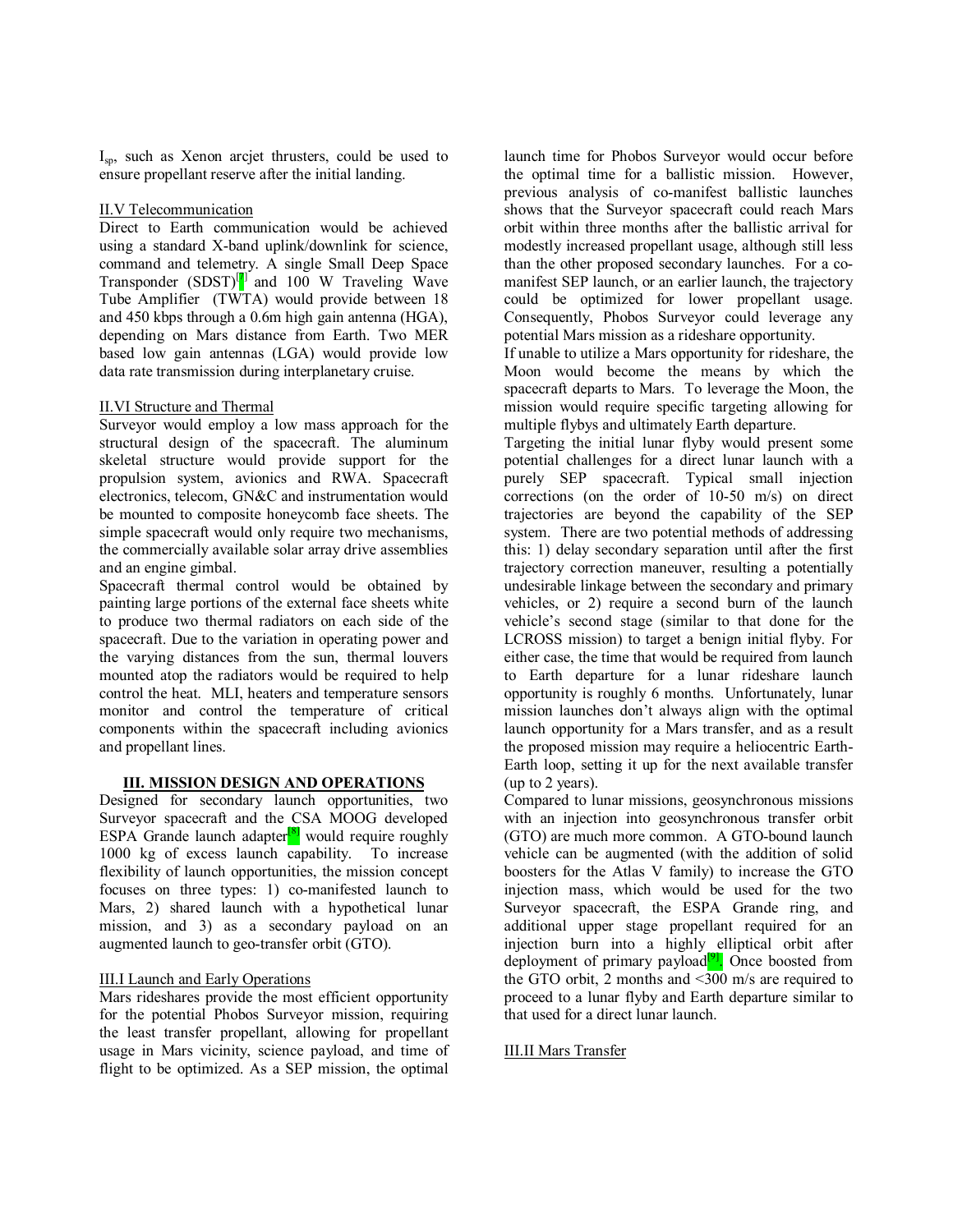$I_{sp}$, such as Xenon arcjet thrusters, could be used to ensure propellant reserve after the initial landing.

## II.V Telecommunication

Direct to Earth communication would be achieved using a standard X-band uplink/downlink for science, command and telemetry. A single Small Deep Space Transponder (SDST)[7] and 100 W Traveling Wave Tube Amplifier (TWTA) would provide between 18 and 450 kbps through a 0.6m high gain antenna (HGA), depending on Mars distance from Earth. Two MER based low gain antennas (LGA) would provide low data rate transmission during interplanetary cruise.

## II.VI Structure and Thermal

Surveyor would employ a low mass approach for the structural design of the spacecraft. The aluminum skeletal structure would provide support for the propulsion system, avionics and RWA. Spacecraft electronics, telecom, GN&C and instrumentation would be mounted to composite honeycomb face sheets. The simple spacecraft would only require two mechanisms, the commercially available solar array drive assemblies and an engine gimbal.

Spacecraft thermal control would be obtained by painting large portions of the external face sheets white to produce two thermal radiators on each side of the spacecraft. Due to the variation in operating power and the varying distances from the sun, thermal louvers mounted atop the radiators would be required to help control the heat. MLI, heaters and temperature sensors monitor and control the temperature of critical components within the spacecraft including avionics and propellant lines.

# III. MISSION DESIGN AND OPERATIONS

Designed for secondary launch opportunities, two Surveyor spacecraft and the CSA MOOG developed ESPA Grande launch adapter[8] would require roughly 1000 kg of excess launch capability. To increase flexibility of launch opportunities, the mission concept focuses on three types: 1) co-manifested launch to Mars, 2) shared launch with a hypothetical lunar mission, and 3) as a secondary payload on an augmented launch to geo-transfer orbit (GTO).

## III.I Launch and Early Operations

Mars rideshares provide the most efficient opportunity for the potential Phobos Surveyor mission, requiring the least transfer propellant, allowing for propellant usage in Mars vicinity, science payload, and time of flight to be optimized. As a SEP mission, the optimal launch time for Phobos Surveyor would occur before the optimal time for a ballistic mission. However, previous analysis of co-manifest ballistic launches shows that the Surveyor spacecraft could reach Mars orbit within three months after the ballistic arrival for modestly increased propellant usage, although still less than the other proposed secondary launches. For a co-manifest SEP launch, or an earlier launch, the trajectory could be optimized for lower propellant usage. Consequently, Phobos Surveyor could leverage any potential Mars mission as a rideshare opportunity.

If unable to utilize a Mars opportunity for rideshare, the Moon would become the means by which the spacecraft departs to Mars. To leverage the Moon, the mission would require specific targeting allowing for multiple flybys and ultimately Earth departure.

Targeting the initial lunar flyby would present some potential challenges for a direct lunar launch with a purely SEP spacecraft. Typical small injection corrections (on the order of 10-50 m/s) on direct trajectories are beyond the capability of the SEP system. There are two potential methods of addressing this: 1) delay secondary separation until after the first trajectory correction maneuver, resulting a potentially undesirable linkage between the secondary and primary vehicles, or 2) require a second burn of the launch vehicle's second stage (similar to that done for the LCROSS mission) to target a benign initial flyby. For either case, the time that would be required from launch to Earth departure for a lunar rideshare launch opportunity is roughly 6 months. Unfortunately, lunar mission launches don't always align with the optimal launch opportunity for a Mars transfer, and as a result the proposed mission may require a heliocentric Earth-Earth loop, setting it up for the next available transfer (up to 2 years).

Compared to lunar missions, geosynchronous missions with an injection into geosynchronous transfer orbit (GTO) are much more common. A GTO-bound launch vehicle can be augmented (with the addition of solid boosters for the Atlas V family) to increase the GTO injection mass, which would be used for the two Surveyor spacecraft, the ESPA Grande ring, and additional upper stage propellant required for an injection burn into a highly elliptical orbit after deployment of primary payload[9]. Once boosted from the GTO orbit, 2 months and <300 m/s are required to proceed to a lunar flyby and Earth departure similar to that used for a direct lunar launch.

## III.II Mars Transfer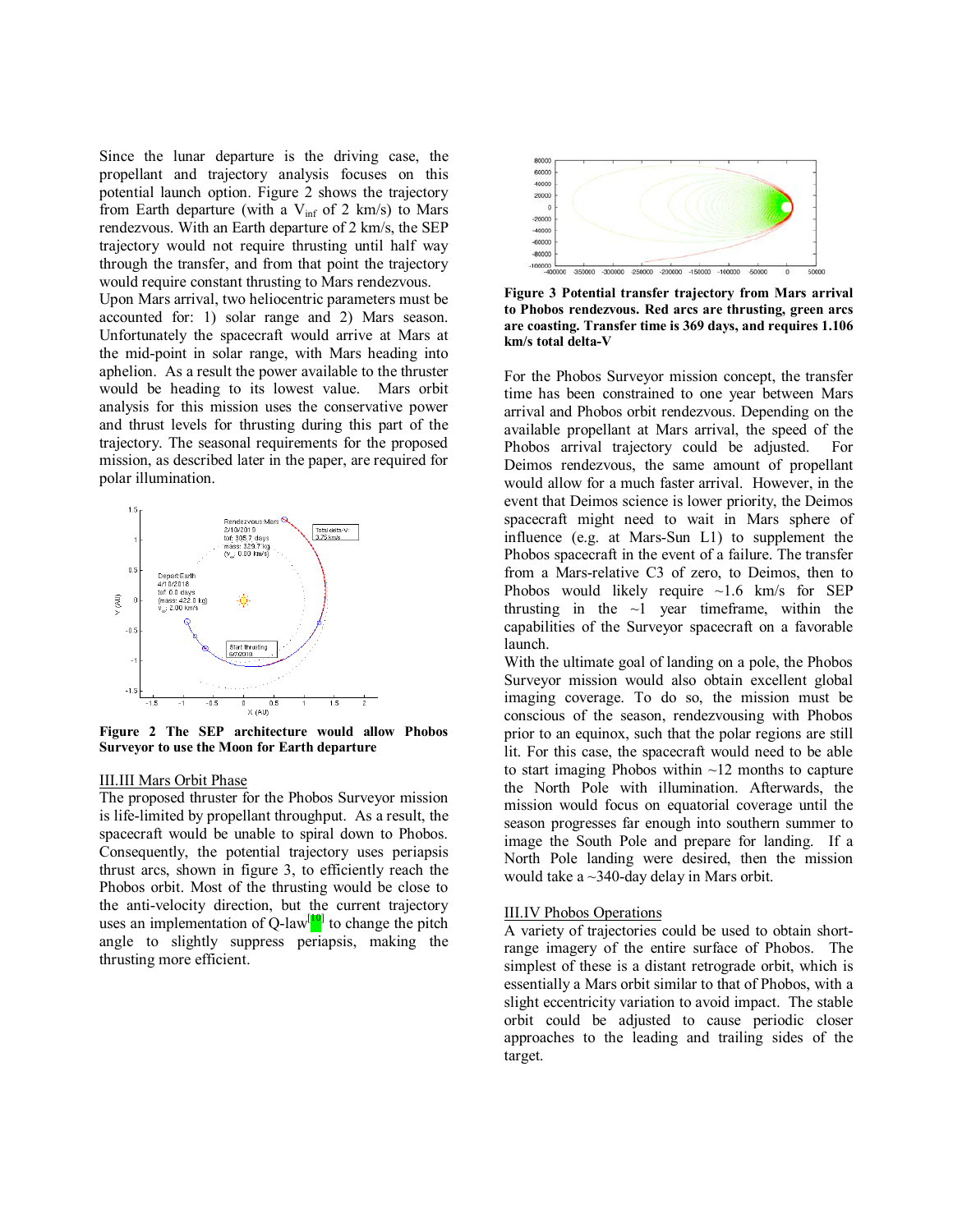Since the lunar departure is the driving case, the propellant and trajectory analysis focuses on this potential launch option. Figure 2 shows the trajectory from Earth departure (with a $V_{inf}$ of 2 km/s) to Mars rendezvous. With an Earth departure of 2 km/s, the SEP trajectory would not require thrusting until half way through the transfer, and from that point the trajectory would require constant thrusting to Mars rendezvous.

Upon Mars arrival, two heliocentric parameters must be accounted for: 1) solar range and 2) Mars season. Unfortunately the spacecraft would arrive at Mars at the mid-point in solar range, with Mars heading into aphelion. As a result the power available to the thruster would be heading to its lowest value. Mars orbit analysis for this mission uses the conservative power and thrust levels for thrusting during this part of the trajectory. The seasonal requirements for the proposed mission, as described later in the paper, are required for polar illumination.

**Figure 2 The SEP architecture would allow Phobos Surveyor to use the Moon for Earth departure**

## III.III Mars Orbit Phase

The proposed thruster for the Phobos Surveyor mission is life-limited by propellant throughput. As a result, the spacecraft would be unable to spiral down to Phobos. Consequently, the potential trajectory uses periapsis thrust arcs, shown in figure 3, to efficiently reach the Phobos orbit. Most of the thrusting would be close to the anti-velocity direction, but the current trajectory uses an implementation of Q-law[10] to change the pitch angle to slightly suppress periapsis, making the thrusting more efficient.

**Figure 3 Potential transfer trajectory from Mars arrival to Phobos rendezvous. Red arcs are thrusting, green arcs are coasting. Transfer time is 369 days, and requires 1.106 km/s total delta-V**

For the Phobos Surveyor mission concept, the transfer time has been constrained to one year between Mars arrival and Phobos orbit rendezvous. Depending on the available propellant at Mars arrival, the speed of the Phobos arrival trajectory could be adjusted. For Deimos rendezvous, the same amount of propellant would allow for a much faster arrival. However, in the event that Deimos science is lower priority, the Deimos spacecraft might need to wait in Mars sphere of influence (e.g. at Mars-Sun L1) to supplement the Phobos spacecraft in the event of a failure. The transfer from a Mars-relative C3 of zero, to Deimos, then to Phobos would likely require ~1.6 km/s for SEP thrusting in the ~1 year timeframe, within the capabilities of the Surveyor spacecraft on a favorable launch.

With the ultimate goal of landing on a pole, the Phobos Surveyor mission would also obtain excellent global imaging coverage. To do so, the mission must be conscious of the season, rendezvousing with Phobos prior to an equinox, such that the polar regions are still lit. For this case, the spacecraft would need to be able to start imaging Phobos within ~12 months to capture the North Pole with illumination. Afterwards, the mission would focus on equatorial coverage until the season progresses far enough into southern summer to image the South Pole and prepare for landing. If a North Pole landing were desired, then the mission would take a ~340-day delay in Mars orbit.

## III.IV Phobos Operations

A variety of trajectories could be used to obtain short-range imagery of the entire surface of Phobos. The simplest of these is a distant retrograde orbit, which is essentially a Mars orbit similar to that of Phobos, with a slight eccentricity variation to avoid impact. The stable orbit could be adjusted to cause periodic closer approaches to the leading and trailing sides of the target.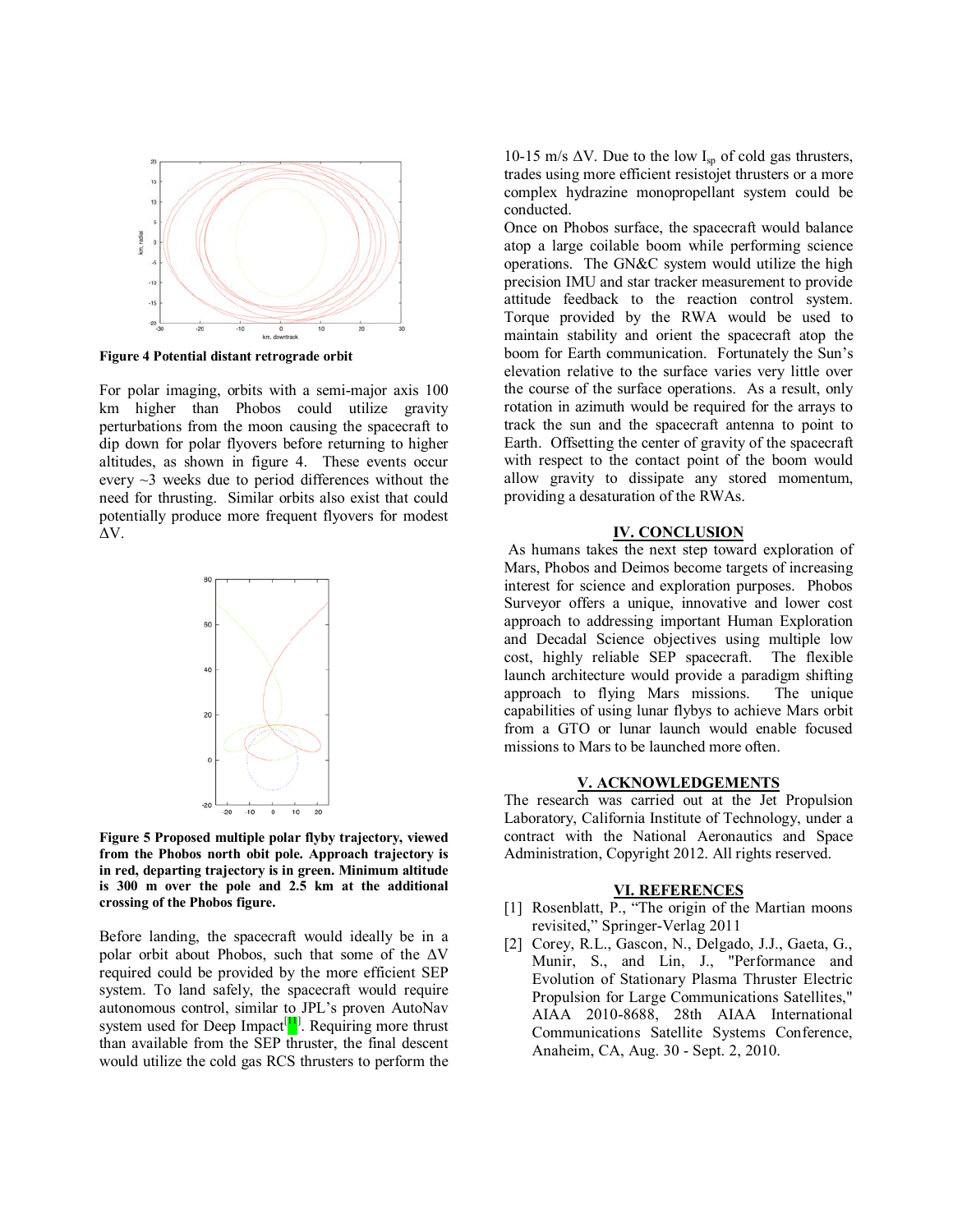Figure 4 Potential distant retrograde orbit

For polar imaging, orbits with a semi-major axis 100 km higher than Phobos could utilize gravity perturbations from the moon causing the spacecraft to dip down for polar flyovers before returning to higher altitudes, as shown in figure 4. These events occur every ~3 weeks due to period differences without the need for thrusting. Similar orbits also exist that could potentially produce more frequent flyovers for modest ΔV.

**Figure 5 Proposed multiple polar flyby trajectory, viewed from the Phobos north obit pole. Approach trajectory is in red, departing trajectory is in green. Minimum altitude is 300 m over the pole and 2.5 km at the additional crossing of the Phobos figure.**

Before landing, the spacecraft would ideally be in a polar orbit about Phobos, such that some of the ΔV required could be provided by the more efficient SEP system. To land safely, the spacecraft would require autonomous control, similar to JPL's proven AutoNav system used for Deep Impact[11]. Requiring more thrust than available from the SEP thruster, the final descent would utilize the cold gas RCS thrusters to perform the 10-15 m/s ΔV. Due to the low $I_{sp}$ of cold gas thrusters, trades using more efficient resistojet thrusters or a more complex hydrazine monopropellant system could be conducted.

Once on Phobos surface, the spacecraft would balance atop a large coilable boom while performing science operations. The GN&C system would utilize the high precision IMU and star tracker measurement to provide attitude feedback to the reaction control system. Torque provided by the RWA would be used to maintain stability and orient the spacecraft atop the boom for Earth communication. Fortunately the Sun's elevation relative to the surface varies very little over the course of the surface operations. As a result, only rotation in azimuth would be required for the arrays to track the sun and the spacecraft antenna to point to Earth. Offsetting the center of gravity of the spacecraft with respect to the contact point of the boom would allow gravity to dissipate any stored momentum, providing a desaturation of the RWAs.

## IV. CONCLUSION

As humans takes the next step toward exploration of Mars, Phobos and Deimos become targets of increasing interest for science and exploration purposes. Phobos Surveyor offers a unique, innovative and lower cost approach to addressing important Human Exploration and Decadal Science objectives using multiple low cost, highly reliable SEP spacecraft. The flexible launch architecture would provide a paradigm shifting approach to flying Mars missions. The unique capabilities of using lunar flybys to achieve Mars orbit from a GTO or lunar launch would enable focused missions to Mars to be launched more often.

## V. ACKNOWLEDGEMENTS

The research was carried out at the Jet Propulsion Laboratory, California Institute of Technology, under a contract with the National Aeronautics and Space Administration, Copyright 2012. All rights reserved.

## VI. REFERENCES

[1] Rosenblatt, P., "The origin of the Martian moons revisited," Springer-Verlag 2011

[2] Corey, R.L., Gascon, N., Delgado, J.J., Gaeta, G., Munir, S., and Lin, J., "Performance and Evolution of Stationary Plasma Thruster Electric Propulsion for Large Communications Satellites," AIAA 2010-8688, 28th AIAA International Communications Satellite Systems Conference, Anaheim, CA, Aug. 30 - Sept. 2, 2010.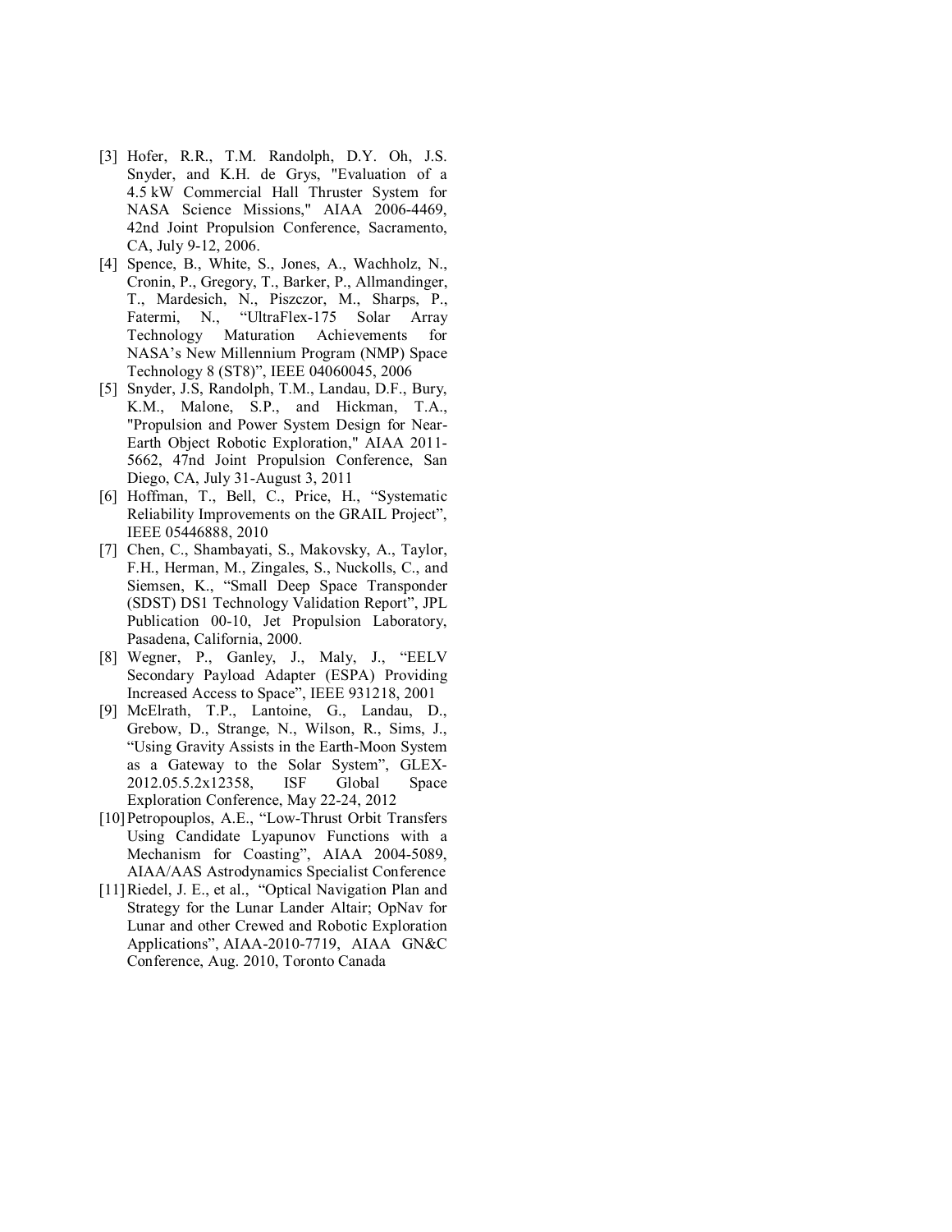[3] Hofer, R.R., T.M. Randolph, D.Y. Oh, J.S. Snyder, and K.H. de Grys, "Evaluation of a 4.5 kW Commercial Hall Thruster System for NASA Science Missions," AIAA 2006-4469, 42nd Joint Propulsion Conference, Sacramento, CA, July 9-12, 2006.

[4] Spence, B., White, S., Jones, A., Wachholz, N., Cronin, P., Gregory, T., Barker, P., Allmandinger, T., Mardesich, N., Piszczor, M., Sharps, P., Fatermi, N., "UltraFlex-175 Solar Array Technology Maturation Achievements for NASA's New Millennium Program (NMP) Space Technology 8 (ST8)", IEEE 04060045, 2006

[5] Snyder, J.S, Randolph, T.M., Landau, D.F., Bury, K.M., Malone, S.P., and Hickman, T.A., "Propulsion and Power System Design for Near-Earth Object Robotic Exploration," AIAA 2011-5662, 47nd Joint Propulsion Conference, San Diego, CA, July 31-August 3, 2011

[6] Hoffman, T., Bell, C., Price, H., "Systematic Reliability Improvements on the GRAIL Project", IEEE 05446888, 2010

[7] Chen, C., Shambayati, S., Makovsky, A., Taylor, F.H., Herman, M., Zingales, S., Nuckolls, C., and Siemsen, K., "Small Deep Space Transponder (SDST) DS1 Technology Validation Report", JPL Publication 00-10, Jet Propulsion Laboratory, Pasadena, California, 2000.

[8] Wegner, P., Ganley, J., Maly, J., "EELV Secondary Payload Adapter (ESPA) Providing Increased Access to Space", IEEE 931218, 2001

[9] McElrath, T.P., Lantoine, G., Landau, D., Grebow, D., Strange, N., Wilson, R., Sims, J., "Using Gravity Assists in the Earth-Moon System as a Gateway to the Solar System", GLEX-2012.05.5.2x12358, ISF Global Space Exploration Conference, May 22-24, 2012

[10] Petropouplos, A.E., "Low-Thrust Orbit Transfers Using Candidate Lyapunov Functions with a Mechanism for Coasting", AIAA 2004-5089, AIAA/AAS Astrodynamics Specialist Conference

[11] Riedel, J. E., et al., "Optical Navigation Plan and Strategy for the Lunar Lander Altair; OpNav for Lunar and other Crewed and Robotic Exploration Applications", AIAA-2010-7719, AIAA GN&C Conference, Aug. 2010, Toronto Canada